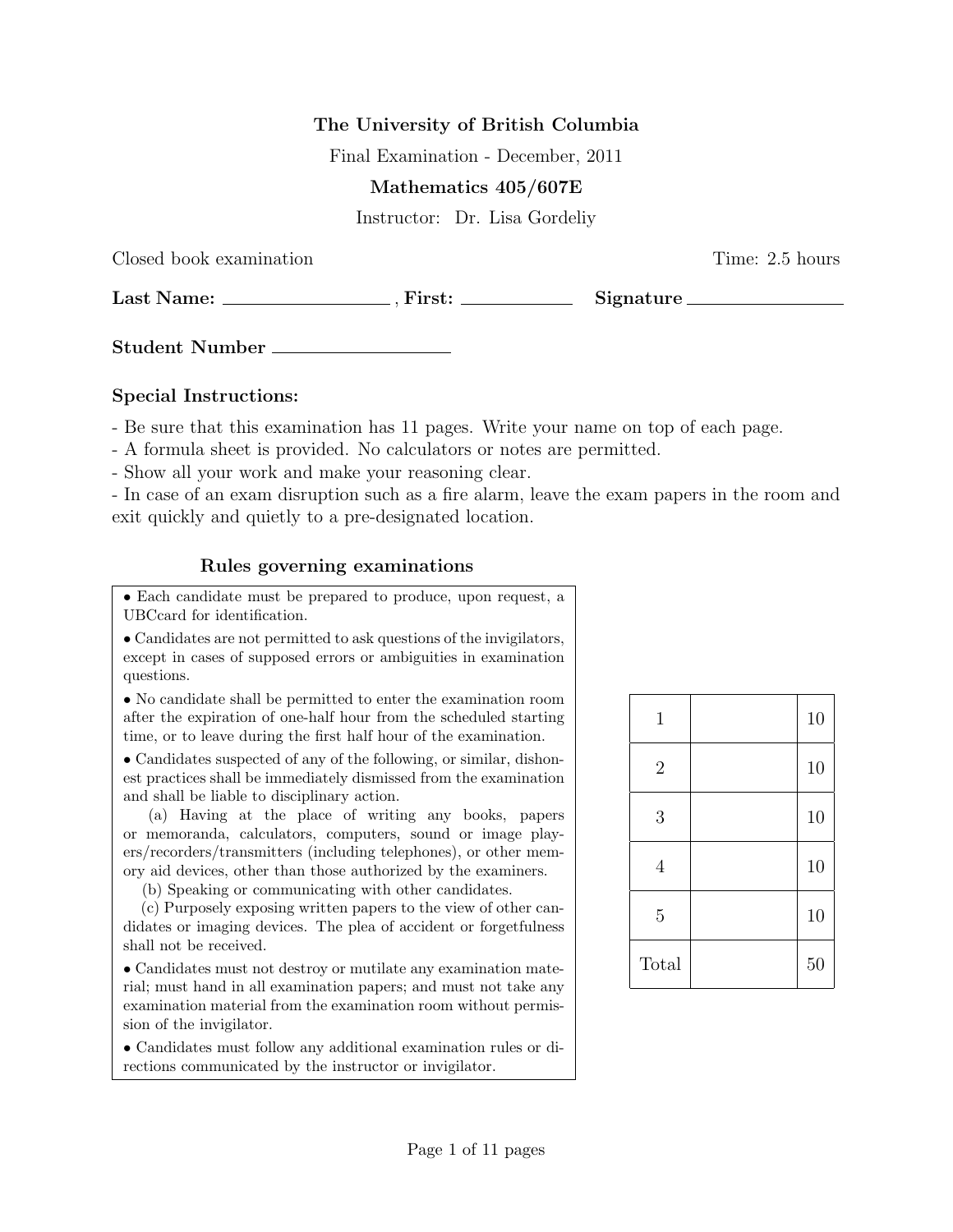**The University of British Columbia**

Final Examination - December, 2011

**Mathematics 405/607E**

Instructor: Dr. Lisa Gordeliy

Closed book examination — Time: 2.5 hours

**Last Name:** ____________ , **First:** ____________ **Signature** ____________

**Student Number** ____________

### Special Instructions:

- Be sure that this examination has 11 pages. Write your name on top of each page.
- A formula sheet is provided. No calculators or notes are permitted.
- Show all your work and make your reasoning clear.
- In case of an exam disruption such as a fire alarm, leave the exam papers in the room and exit quickly and quietly to a pre-designated location.

### Rules governing examinations

- Each candidate must be prepared to produce, upon request, a UBCcard for identification.
- Candidates are not permitted to ask questions of the invigilators, except in cases of supposed errors or ambiguities in examination questions.
- No candidate shall be permitted to enter the examination room after the expiration of one-half hour from the scheduled starting time, or to leave during the first half hour of the examination.
- Candidates suspected of any of the following, or similar, dishonest practices shall be immediately dismissed from the examination and shall be liable to disciplinary action.

  (a) Having at the place of writing any books, papers or memoranda, calculators, computers, sound or image players/recorders/transmitters (including telephones), or other memory aid devices, other than those authorized by the examiners.

  (b) Speaking or communicating with other candidates.

  (c) Purposely exposing written papers to the view of other candidates or imaging devices. The plea of accident or forgetfulness shall not be received.
- Candidates must not destroy or mutilate any examination material; must hand in all examination papers; and must not take any examination material from the examination room without permission of the invigilator.
- Candidates must follow any additional examination rules or directions communicated by the instructor or invigilator.

| | | |
|---|---|---|
| 1 | | 10 |
| 2 | | 10 |
| 3 | | 10 |
| 4 | | 10 |
| 5 | | 10 |
| Total | | 50 |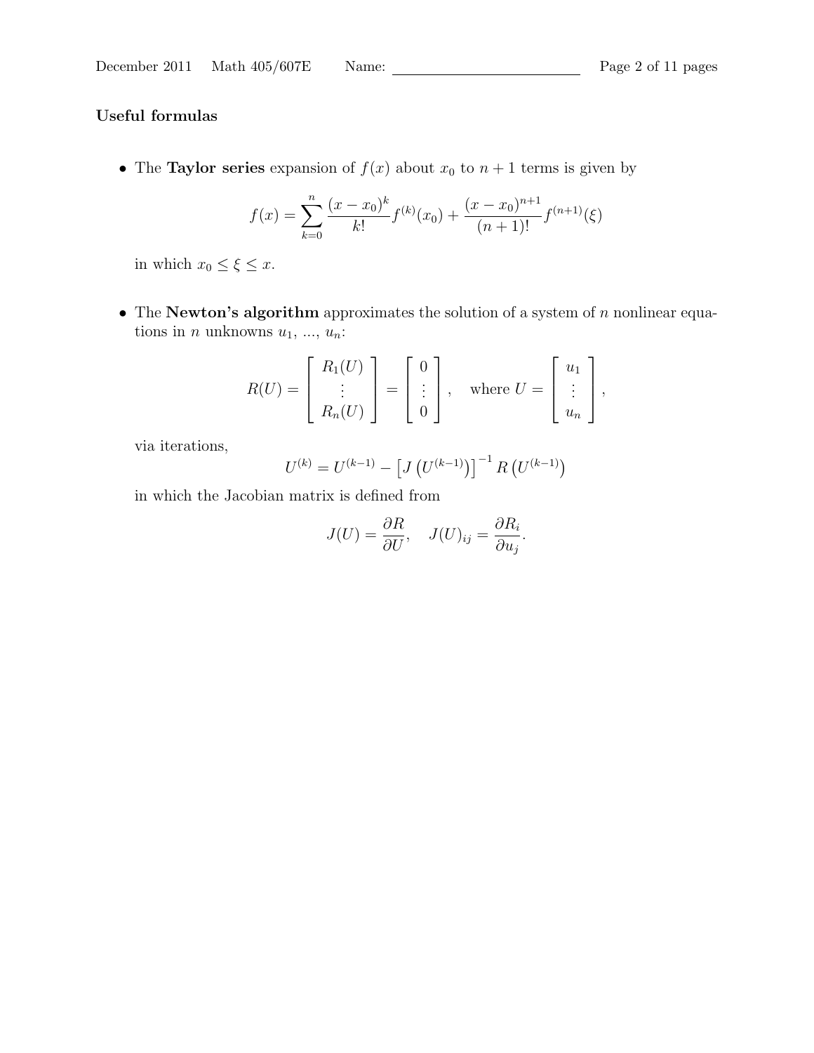**Useful formulas**

- The **Taylor series** expansion of $f(x)$ about $x_0$ to $n+1$ terms is given by

$$f(x) = \sum_{k=0}^{n} \frac{(x-x_0)^k}{k!} f^{(k)}(x_0) + \frac{(x-x_0)^{n+1}}{(n+1)!} f^{(n+1)}(\xi)$$

  in which $x_0 \leq \xi \leq x$.

- The **Newton's algorithm** approximates the solution of a system of $n$ nonlinear equations in $n$ unknowns $u_1$, ..., $u_n$:

$$R(U) = \begin{bmatrix} R_1(U) \\ \vdots \\ R_n(U) \end{bmatrix} = \begin{bmatrix} 0 \\ \vdots \\ 0 \end{bmatrix}, \quad \text{where } U = \begin{bmatrix} u_1 \\ \vdots \\ u_n \end{bmatrix},$$

  via iterations,

$$U^{(k)} = U^{(k-1)} - \left[ J\left(U^{(k-1)}\right) \right]^{-1} R\left(U^{(k-1)}\right)$$

  in which the Jacobian matrix is defined from

$$J(U) = \frac{\partial R}{\partial U}, \quad J(U)_{ij} = \frac{\partial R_i}{\partial u_j}.$$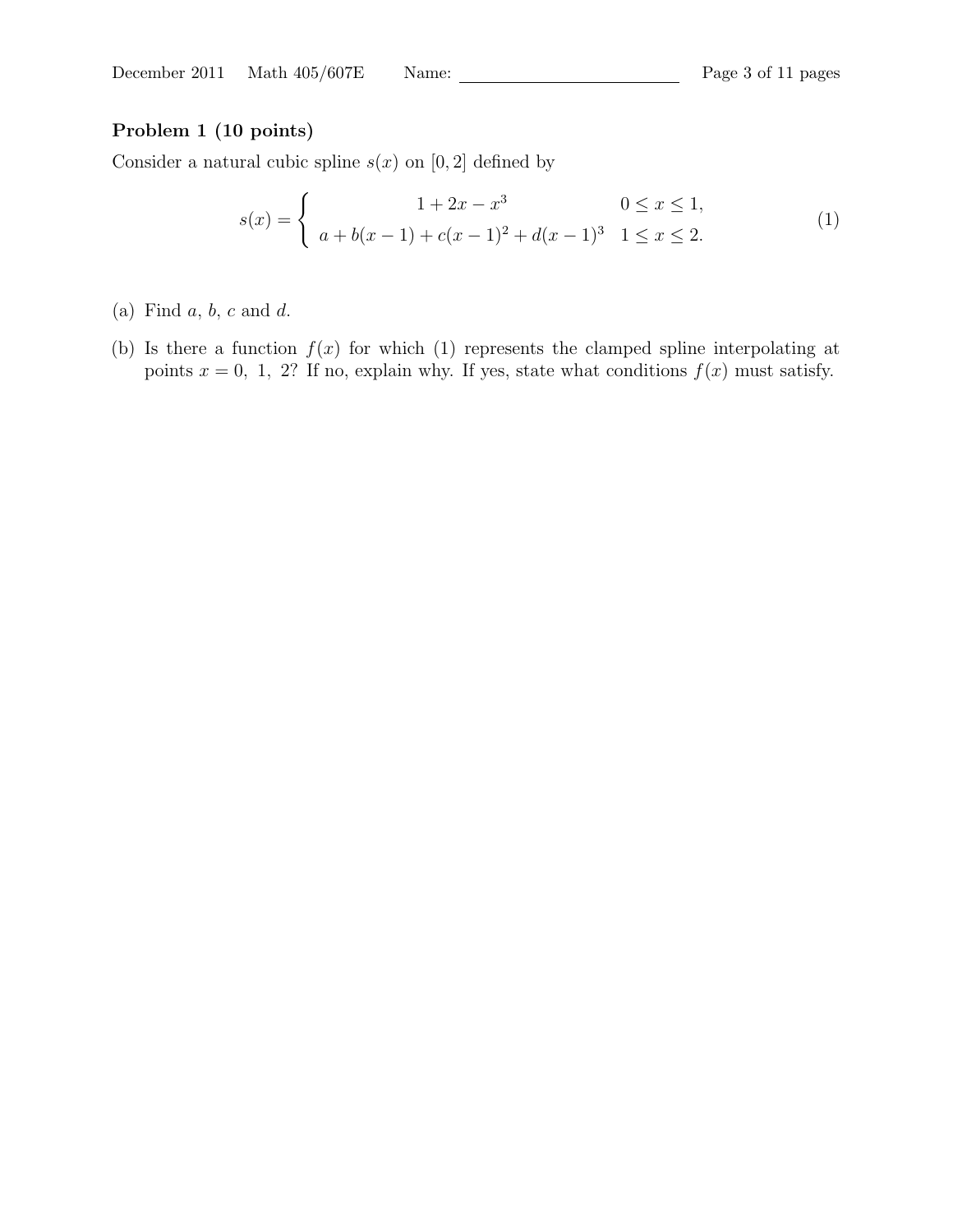**Problem 1 (10 points)**

Consider a natural cubic spline $s(x)$ on $[0, 2]$ defined by

$$
s(x) = \begin{cases} 1 + 2x - x^3 & 0 \le x \le 1, \\ a + b(x-1) + c(x-1)^2 + d(x-1)^3 & 1 \le x \le 2. \end{cases} \tag{1}
$$

(a) Find $a$, $b$, $c$ and $d$.

(b) Is there a function $f(x)$ for which (1) represents the clamped spline interpolating at points $x = 0,\ 1,\ 2$? If no, explain why. If yes, state what conditions $f(x)$ must satisfy.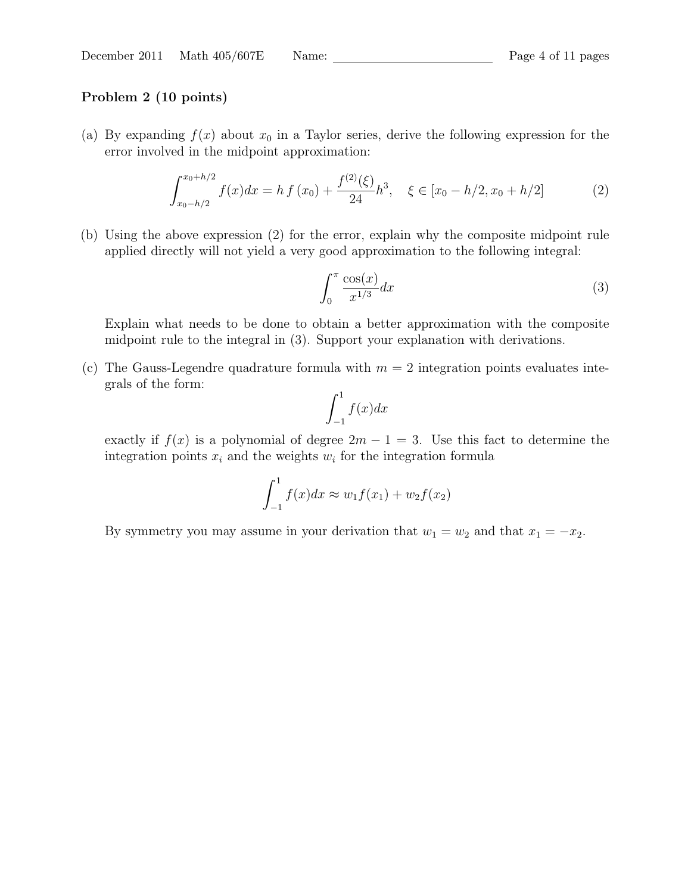**Problem 2 (10 points)**

(a) By expanding $f(x)$ about $x_0$ in a Taylor series, derive the following expression for the error involved in the midpoint approximation:

$$\int_{x_0-h/2}^{x_0+h/2} f(x)dx = h\,f(x_0) + \frac{f^{(2)}(\xi)}{24}h^3, \quad \xi \in [x_0 - h/2, x_0 + h/2] \tag{2}$$

(b) Using the above expression (2) for the error, explain why the composite midpoint rule applied directly will not yield a very good approximation to the following integral:

$$\int_0^{\pi} \frac{\cos(x)}{x^{1/3}}dx \tag{3}$$

Explain what needs to be done to obtain a better approximation with the composite midpoint rule to the integral in (3). Support your explanation with derivations.

(c) The Gauss-Legendre quadrature formula with $m = 2$ integration points evaluates integrals of the form:

$$\int_{-1}^{1} f(x)dx$$

exactly if $f(x)$ is a polynomial of degree $2m - 1 = 3$. Use this fact to determine the integration points $x_i$ and the weights $w_i$ for the integration formula

$$\int_{-1}^{1} f(x)dx \approx w_1 f(x_1) + w_2 f(x_2)$$

By symmetry you may assume in your derivation that $w_1 = w_2$ and that $x_1 = -x_2$.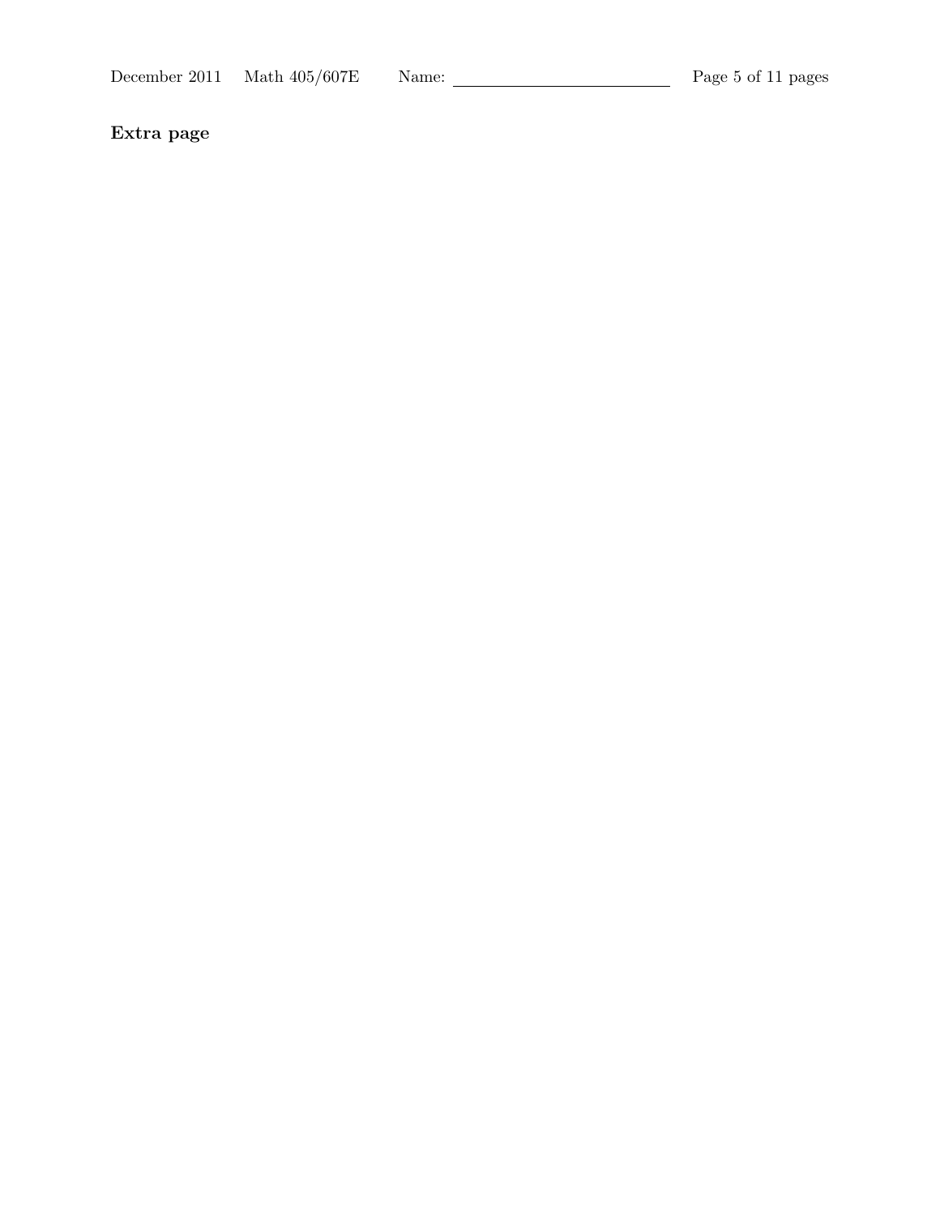**Extra page**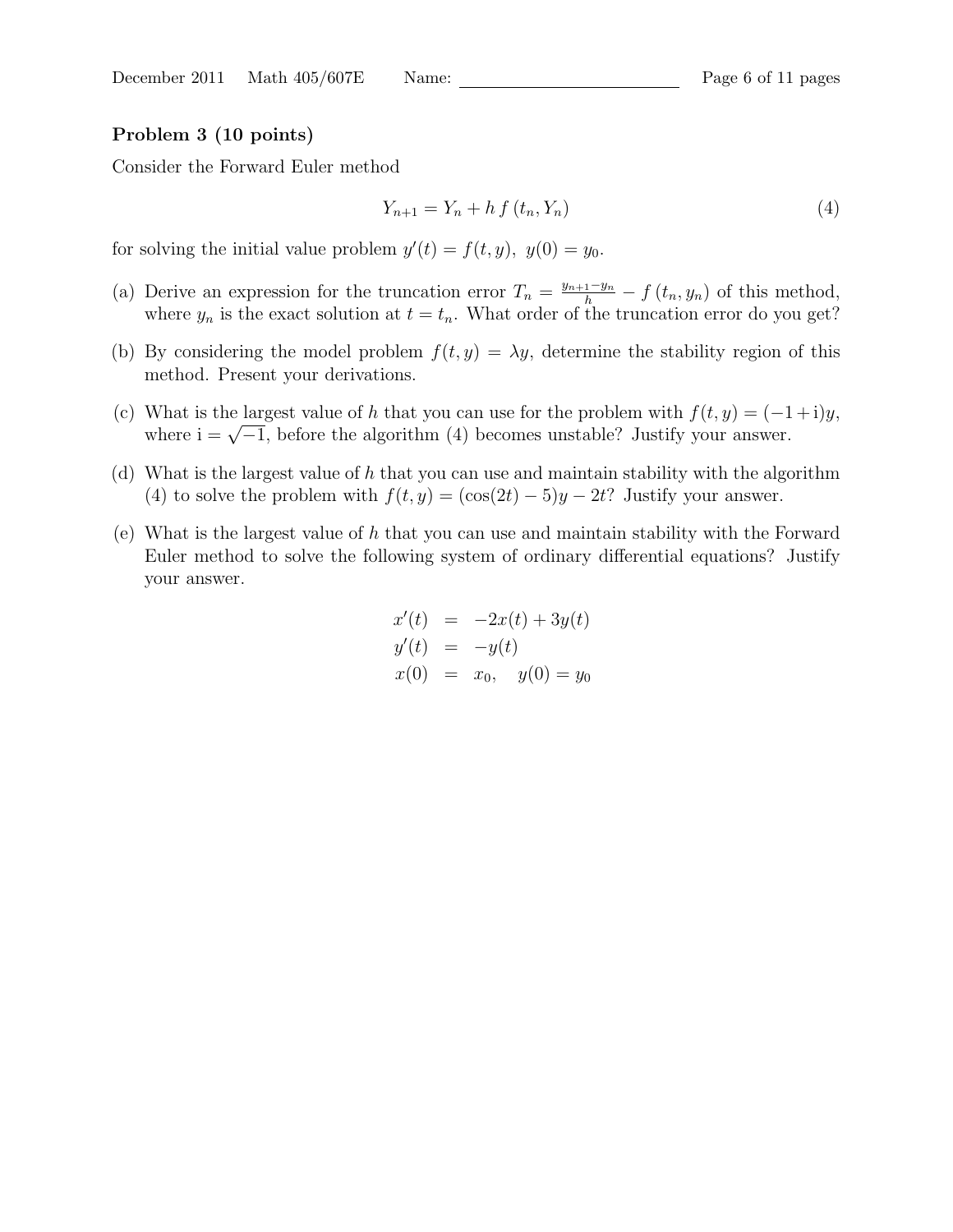**Problem 3 (10 points)**

Consider the Forward Euler method

$$Y_{n+1} = Y_n + h\, f(t_n, Y_n) \tag{4}$$

for solving the initial value problem $y'(t) = f(t, y)$, $y(0) = y_0$.

(a) Derive an expression for the truncation error $T_n = \frac{y_{n+1} - y_n}{h} - f(t_n, y_n)$ of this method, where $y_n$ is the exact solution at $t = t_n$. What order of the truncation error do you get?

(b) By considering the model problem $f(t, y) = \lambda y$, determine the stability region of this method. Present your derivations.

(c) What is the largest value of $h$ that you can use for the problem with $f(t, y) = (-1 + \mathrm{i})y$, where $\mathrm{i} = \sqrt{-1}$, before the algorithm (4) becomes unstable? Justify your answer.

(d) What is the largest value of $h$ that you can use and maintain stability with the algorithm (4) to solve the problem with $f(t, y) = (\cos(2t) - 5)y - 2t$? Justify your answer.

(e) What is the largest value of $h$ that you can use and maintain stability with the Forward Euler method to solve the following system of ordinary differential equations? Justify your answer.

$$\begin{aligned}
x'(t) &= -2x(t) + 3y(t) \\
y'(t) &= -y(t) \\
x(0) &= x_0, \quad y(0) = y_0
\end{aligned}$$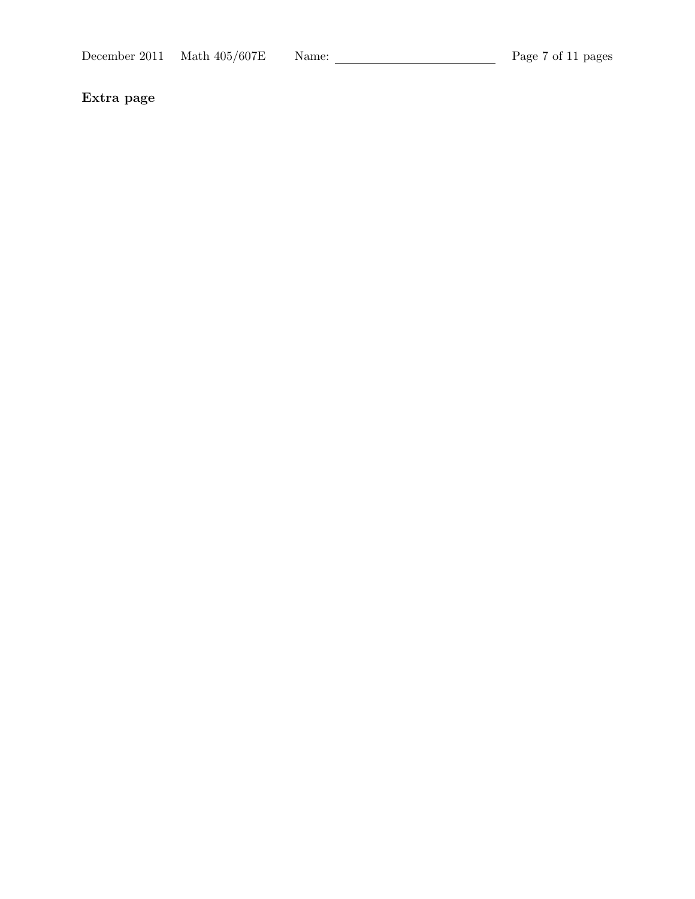**Extra page**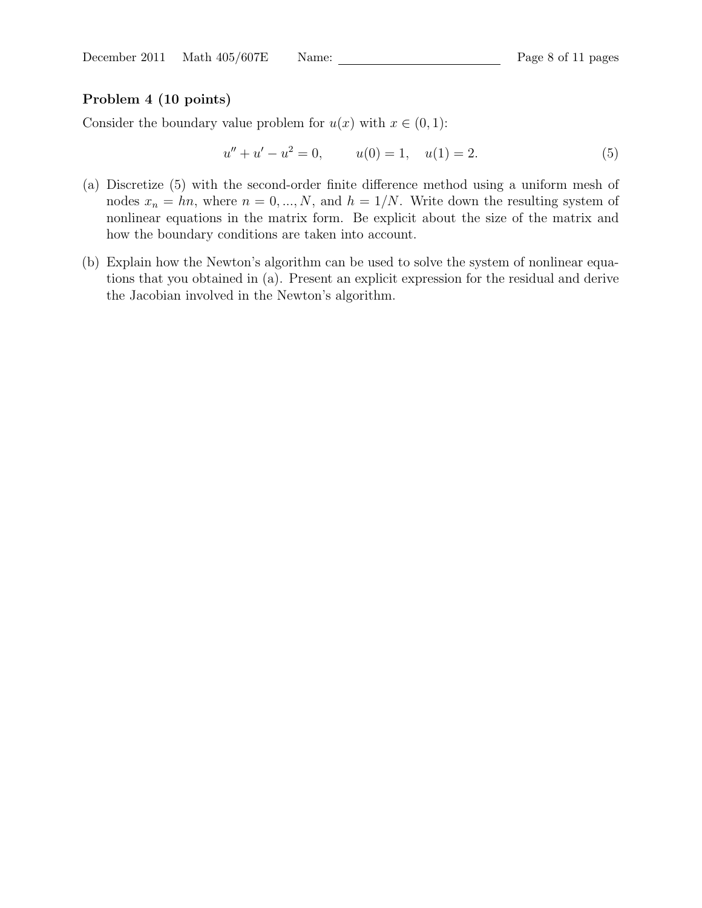**Problem 4 (10 points)**

Consider the boundary value problem for $u(x)$ with $x \in (0, 1)$:

$$u'' + u' - u^2 = 0, \qquad u(0) = 1, \quad u(1) = 2. \tag{5}$$

(a) Discretize (5) with the second-order finite difference method using a uniform mesh of nodes $x_n = hn$, where $n = 0, ..., N$, and $h = 1/N$. Write down the resulting system of nonlinear equations in the matrix form. Be explicit about the size of the matrix and how the boundary conditions are taken into account.

(b) Explain how the Newton's algorithm can be used to solve the system of nonlinear equations that you obtained in (a). Present an explicit expression for the residual and derive the Jacobian involved in the Newton's algorithm.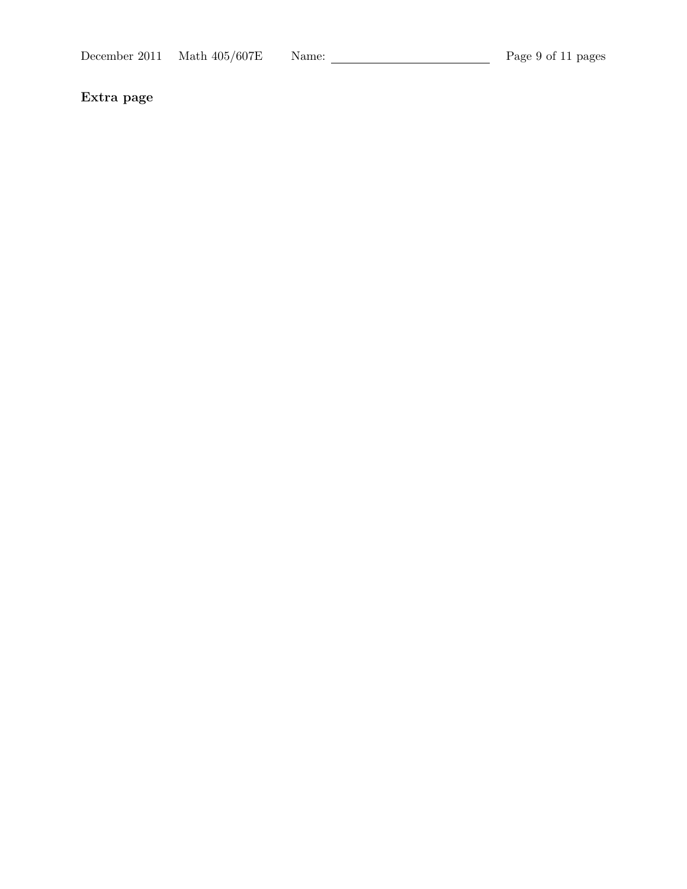**Extra page**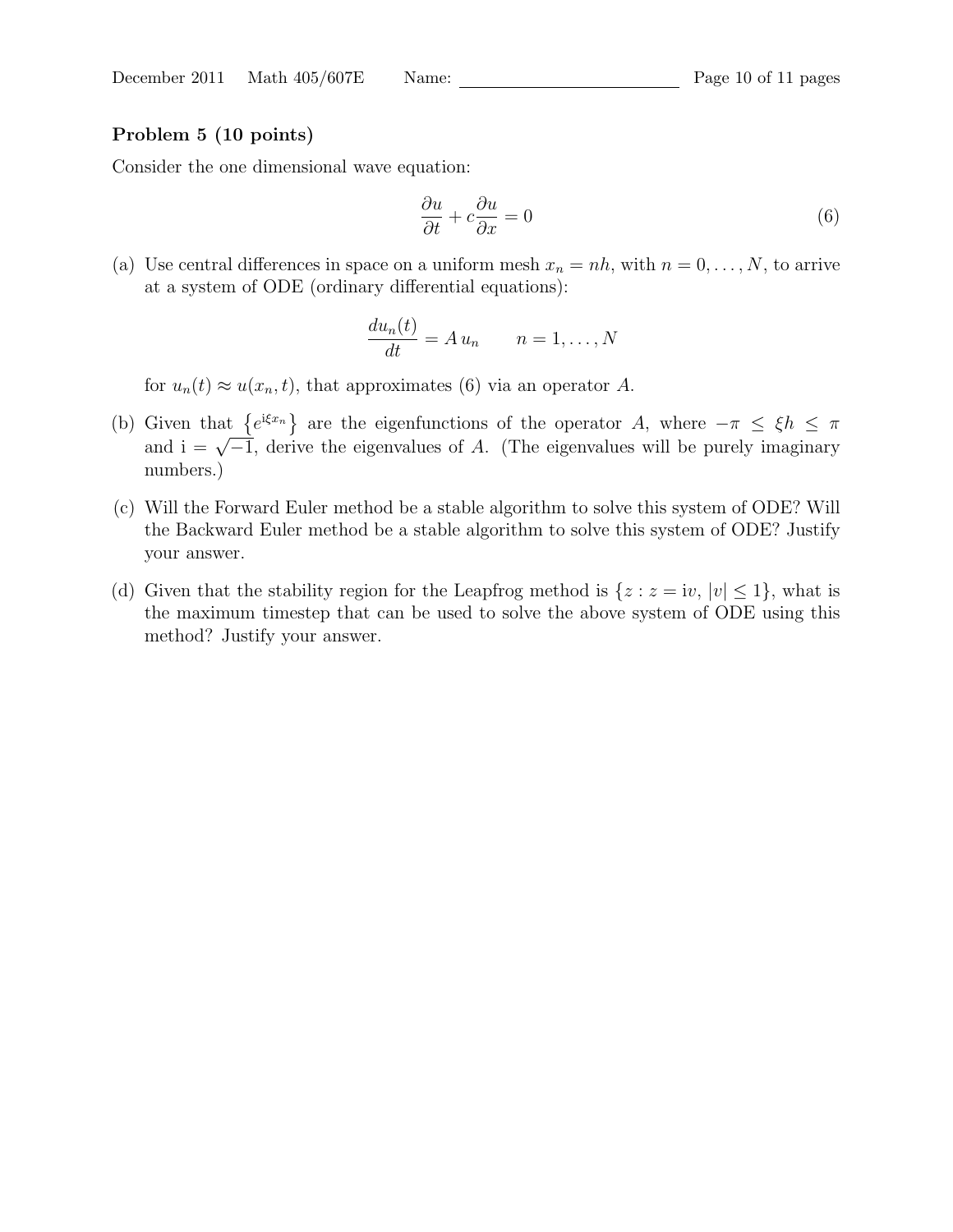**Problem 5 (10 points)**

Consider the one dimensional wave equation:

$$\frac{\partial u}{\partial t} + c\frac{\partial u}{\partial x} = 0 \tag{6}$$

(a) Use central differences in space on a uniform mesh $x_n = nh$, with $n = 0, \ldots, N$, to arrive at a system of ODE (ordinary differential equations):

$$\frac{du_n(t)}{dt} = A\, u_n \qquad n = 1, \ldots, N$$

for $u_n(t) \approx u(x_n, t)$, that approximates (6) via an operator $A$.

(b) Given that $\{e^{\mathrm{i}\xi x_n}\}$ are the eigenfunctions of the operator $A$, where $-\pi \leq \xi h \leq \pi$ and $\mathrm{i} = \sqrt{-1}$, derive the eigenvalues of $A$. (The eigenvalues will be purely imaginary numbers.)

(c) Will the Forward Euler method be a stable algorithm to solve this system of ODE? Will the Backward Euler method be a stable algorithm to solve this system of ODE? Justify your answer.

(d) Given that the stability region for the Leapfrog method is $\{z : z = \mathrm{i}v, |v| \leq 1\}$, what is the maximum timestep that can be used to solve the above system of ODE using this method? Justify your answer.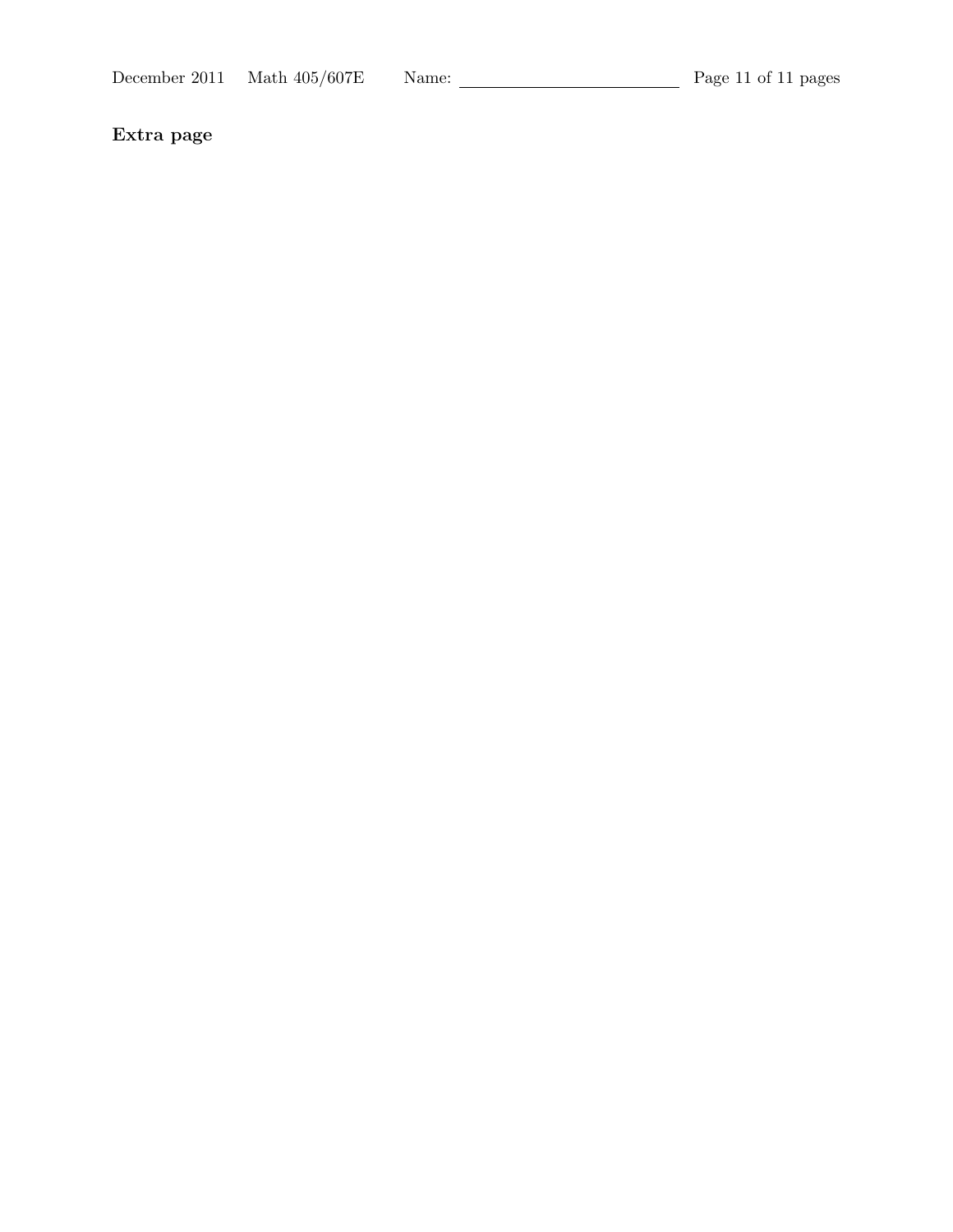**Extra page**